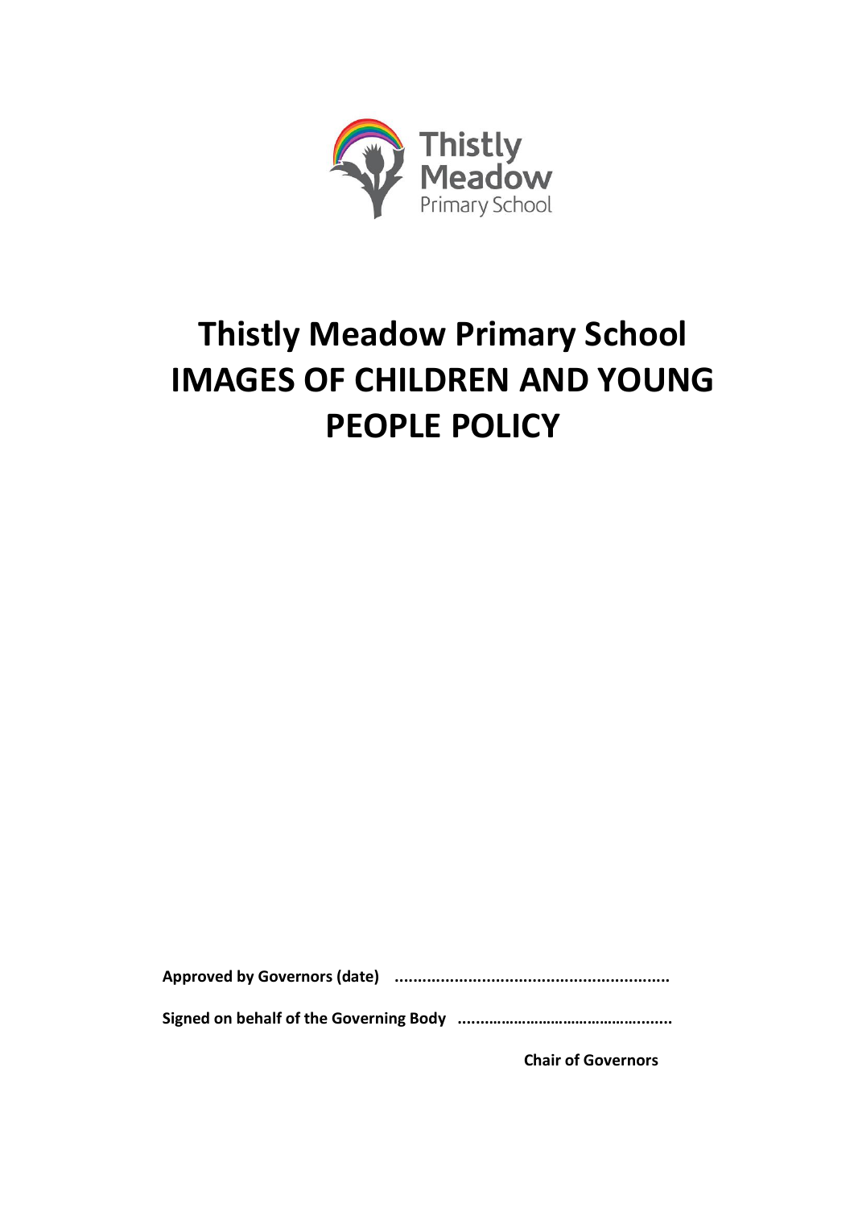# Thistly Meadow Primary School IMAGES OF CHILDREN AND YOUNG PEOPLE POLICY

**Approved by Governors (date) ............................................................**

**Signed on behalf of the Governing Body .................................................**

**Chair of Governors**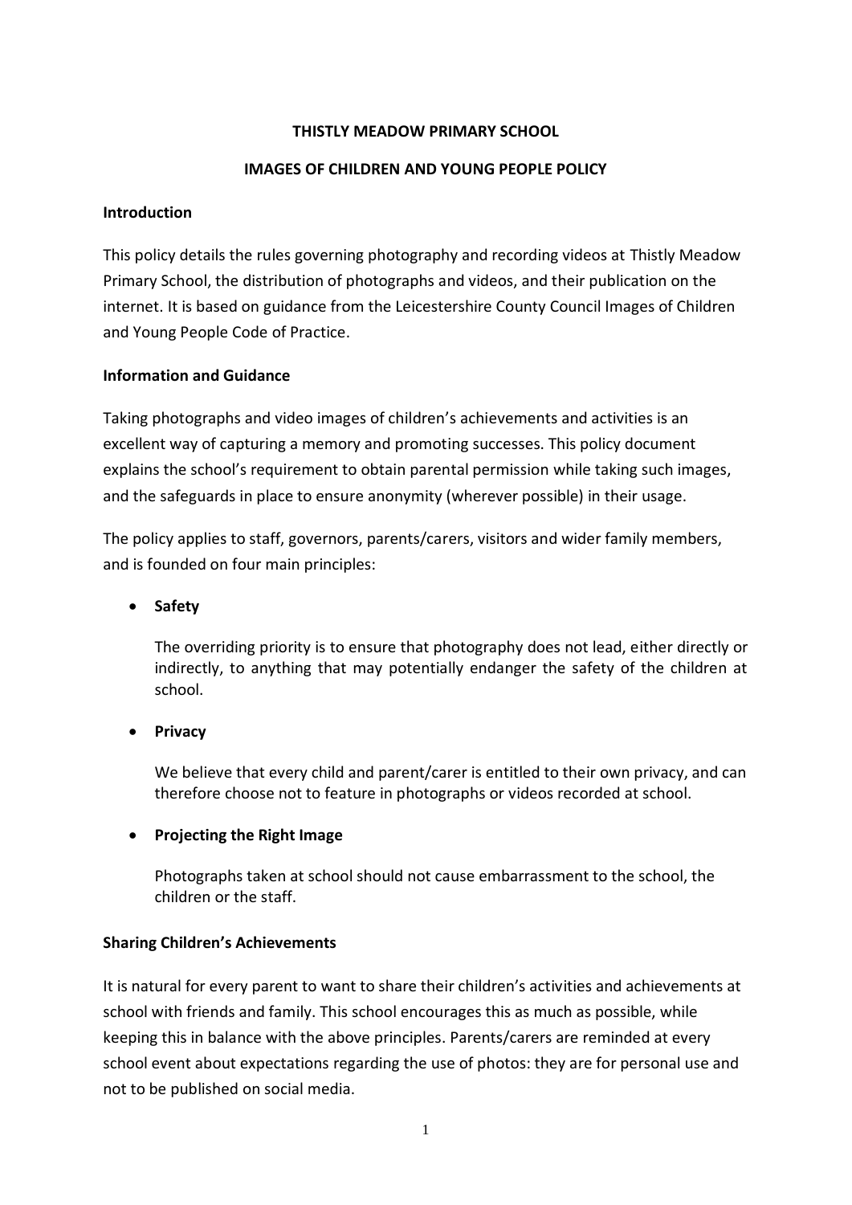**THISTLY MEADOW PRIMARY SCHOOL**

**IMAGES OF CHILDREN AND YOUNG PEOPLE POLICY**

**Introduction**

This policy details the rules governing photography and recording videos at Thistly Meadow Primary School, the distribution of photographs and videos, and their publication on the internet. It is based on guidance from the Leicestershire County Council Images of Children and Young People Code of Practice.

**Information and Guidance**

Taking photographs and video images of children's achievements and activities is an excellent way of capturing a memory and promoting successes. This policy document explains the school's requirement to obtain parental permission while taking such images, and the safeguards in place to ensure anonymity (wherever possible) in their usage.

The policy applies to staff, governors, parents/carers, visitors and wider family members, and is founded on four main principles:

- **Safety**

  The overriding priority is to ensure that photography does not lead, either directly or indirectly, to anything that may potentially endanger the safety of the children at school.

- **Privacy**

  We believe that every child and parent/carer is entitled to their own privacy, and can therefore choose not to feature in photographs or videos recorded at school.

- **Projecting the Right Image**

  Photographs taken at school should not cause embarrassment to the school, the children or the staff.

**Sharing Children's Achievements**

It is natural for every parent to want to share their children's activities and achievements at school with friends and family. This school encourages this as much as possible, while keeping this in balance with the above principles. Parents/carers are reminded at every school event about expectations regarding the use of photos: they are for personal use and not to be published on social media.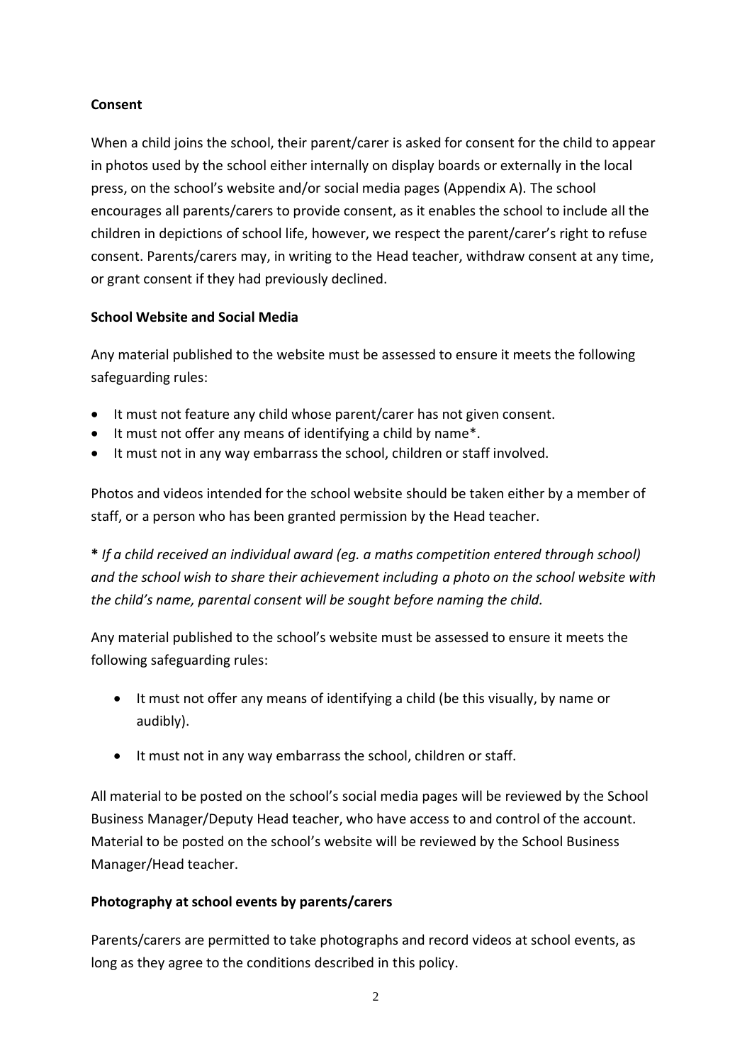**Consent**

When a child joins the school, their parent/carer is asked for consent for the child to appear in photos used by the school either internally on display boards or externally in the local press, on the school's website and/or social media pages (Appendix A). The school encourages all parents/carers to provide consent, as it enables the school to include all the children in depictions of school life, however, we respect the parent/carer's right to refuse consent. Parents/carers may, in writing to the Head teacher, withdraw consent at any time, or grant consent if they had previously declined.

**School Website and Social Media**

Any material published to the website must be assessed to ensure it meets the following safeguarding rules:

- It must not feature any child whose parent/carer has not given consent.
- It must not offer any means of identifying a child by name*.
- It must not in any way embarrass the school, children or staff involved.

Photos and videos intended for the school website should be taken either by a member of staff, or a person who has been granted permission by the Head teacher.

**\*** *If a child received an individual award (eg. a maths competition entered through school) and the school wish to share their achievement including a photo on the school website with the child's name, parental consent will be sought before naming the child.*

Any material published to the school's website must be assessed to ensure it meets the following safeguarding rules:

- It must not offer any means of identifying a child (be this visually, by name or audibly).
- It must not in any way embarrass the school, children or staff.

All material to be posted on the school's social media pages will be reviewed by the School Business Manager/Deputy Head teacher, who have access to and control of the account. Material to be posted on the school's website will be reviewed by the School Business Manager/Head teacher.

**Photography at school events by parents/carers**

Parents/carers are permitted to take photographs and record videos at school events, as long as they agree to the conditions described in this policy.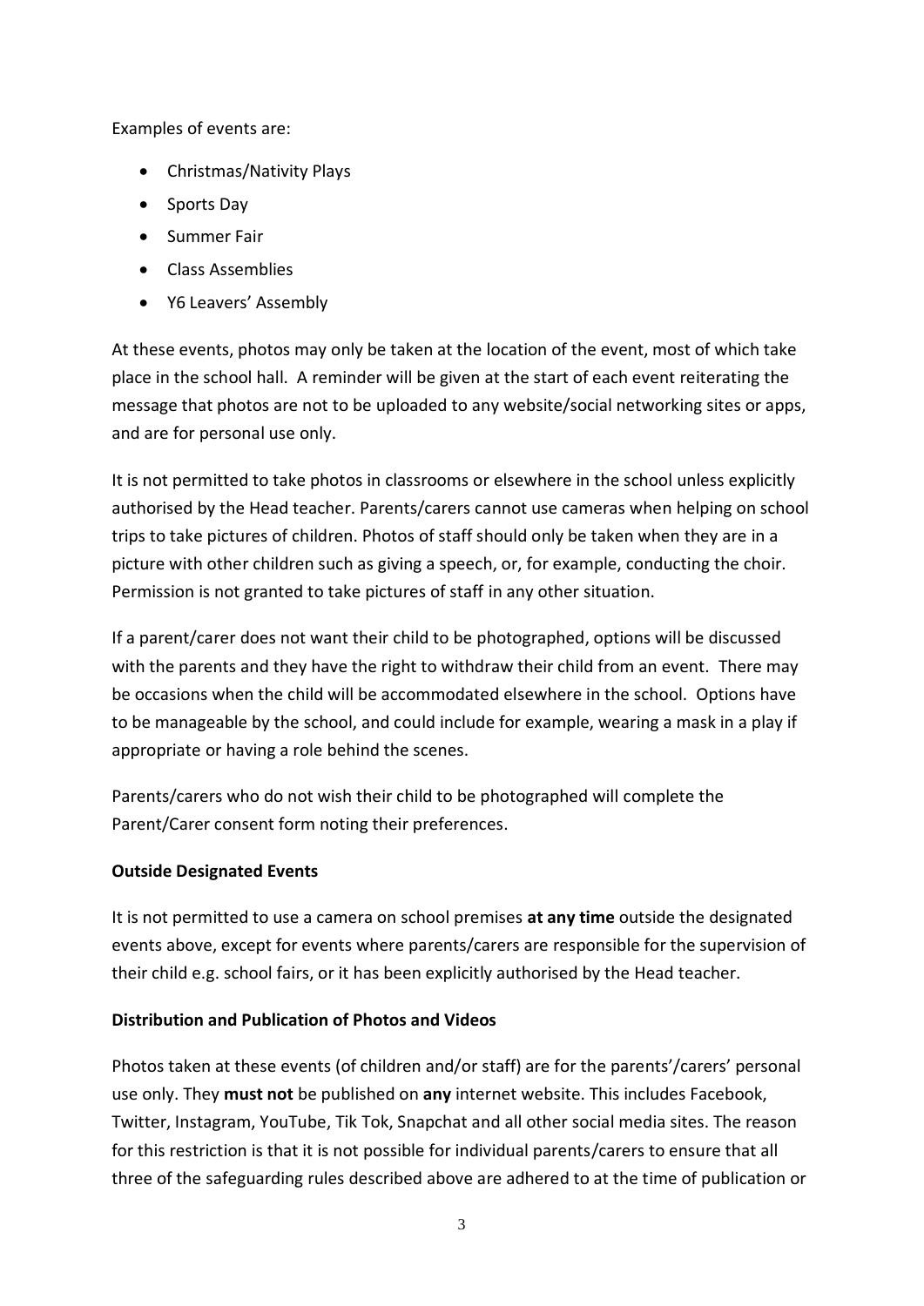Examples of events are:

- Christmas/Nativity Plays
- Sports Day
- Summer Fair
- Class Assemblies
- Y6 Leavers' Assembly

At these events, photos may only be taken at the location of the event, most of which take place in the school hall. A reminder will be given at the start of each event reiterating the message that photos are not to be uploaded to any website/social networking sites or apps, and are for personal use only.

It is not permitted to take photos in classrooms or elsewhere in the school unless explicitly authorised by the Head teacher. Parents/carers cannot use cameras when helping on school trips to take pictures of children. Photos of staff should only be taken when they are in a picture with other children such as giving a speech, or, for example, conducting the choir. Permission is not granted to take pictures of staff in any other situation.

If a parent/carer does not want their child to be photographed, options will be discussed with the parents and they have the right to withdraw their child from an event. There may be occasions when the child will be accommodated elsewhere in the school. Options have to be manageable by the school, and could include for example, wearing a mask in a play if appropriate or having a role behind the scenes.

Parents/carers who do not wish their child to be photographed will complete the Parent/Carer consent form noting their preferences.

**Outside Designated Events**

It is not permitted to use a camera on school premises **at any time** outside the designated events above, except for events where parents/carers are responsible for the supervision of their child e.g. school fairs, or it has been explicitly authorised by the Head teacher.

**Distribution and Publication of Photos and Videos**

Photos taken at these events (of children and/or staff) are for the parents'/carers' personal use only. They **must not** be published on **any** internet website. This includes Facebook, Twitter, Instagram, YouTube, Tik Tok, Snapchat and all other social media sites. The reason for this restriction is that it is not possible for individual parents/carers to ensure that all three of the safeguarding rules described above are adhered to at the time of publication or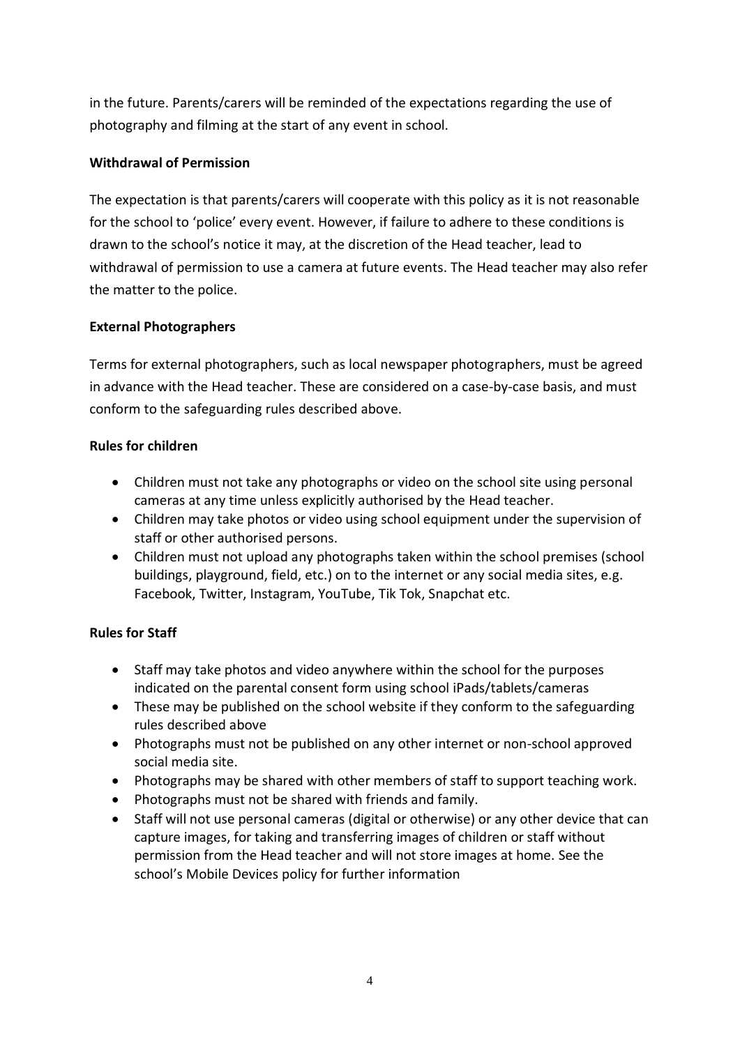in the future. Parents/carers will be reminded of the expectations regarding the use of photography and filming at the start of any event in school.

**Withdrawal of Permission**

The expectation is that parents/carers will cooperate with this policy as it is not reasonable for the school to 'police' every event. However, if failure to adhere to these conditions is drawn to the school's notice it may, at the discretion of the Head teacher, lead to withdrawal of permission to use a camera at future events. The Head teacher may also refer the matter to the police.

**External Photographers**

Terms for external photographers, such as local newspaper photographers, must be agreed in advance with the Head teacher. These are considered on a case-by-case basis, and must conform to the safeguarding rules described above.

**Rules for children**

- Children must not take any photographs or video on the school site using personal cameras at any time unless explicitly authorised by the Head teacher.
- Children may take photos or video using school equipment under the supervision of staff or other authorised persons.
- Children must not upload any photographs taken within the school premises (school buildings, playground, field, etc.) on to the internet or any social media sites, e.g. Facebook, Twitter, Instagram, YouTube, Tik Tok, Snapchat etc.

**Rules for Staff**

- Staff may take photos and video anywhere within the school for the purposes indicated on the parental consent form using school iPads/tablets/cameras
- These may be published on the school website if they conform to the safeguarding rules described above
- Photographs must not be published on any other internet or non-school approved social media site.
- Photographs may be shared with other members of staff to support teaching work.
- Photographs must not be shared with friends and family.
- Staff will not use personal cameras (digital or otherwise) or any other device that can capture images, for taking and transferring images of children or staff without permission from the Head teacher and will not store images at home. See the school's Mobile Devices policy for further information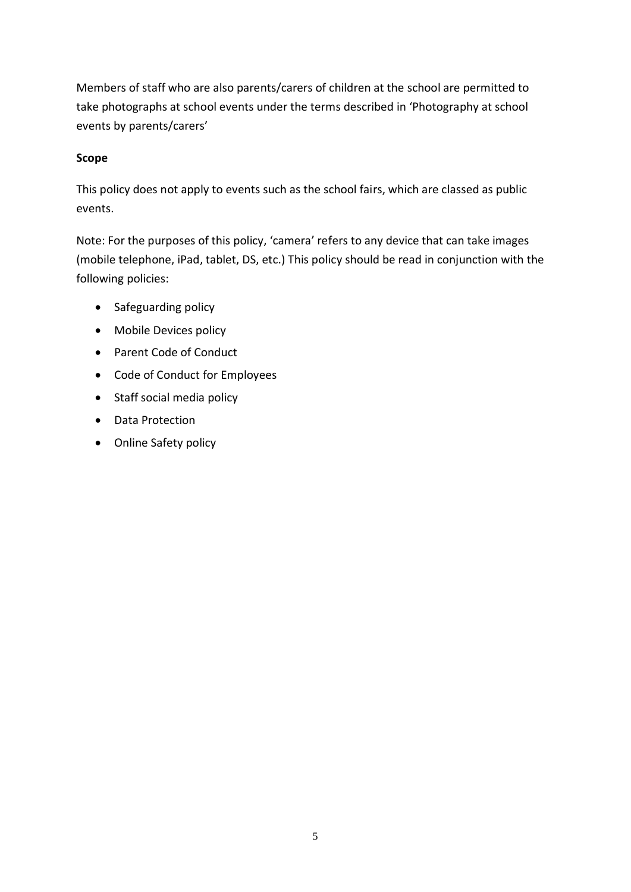Members of staff who are also parents/carers of children at the school are permitted to take photographs at school events under the terms described in 'Photography at school events by parents/carers'

**Scope**

This policy does not apply to events such as the school fairs, which are classed as public events.

Note: For the purposes of this policy, 'camera' refers to any device that can take images (mobile telephone, iPad, tablet, DS, etc.) This policy should be read in conjunction with the following policies:

- Safeguarding policy
- Mobile Devices policy
- Parent Code of Conduct
- Code of Conduct for Employees
- Staff social media policy
- Data Protection
- Online Safety policy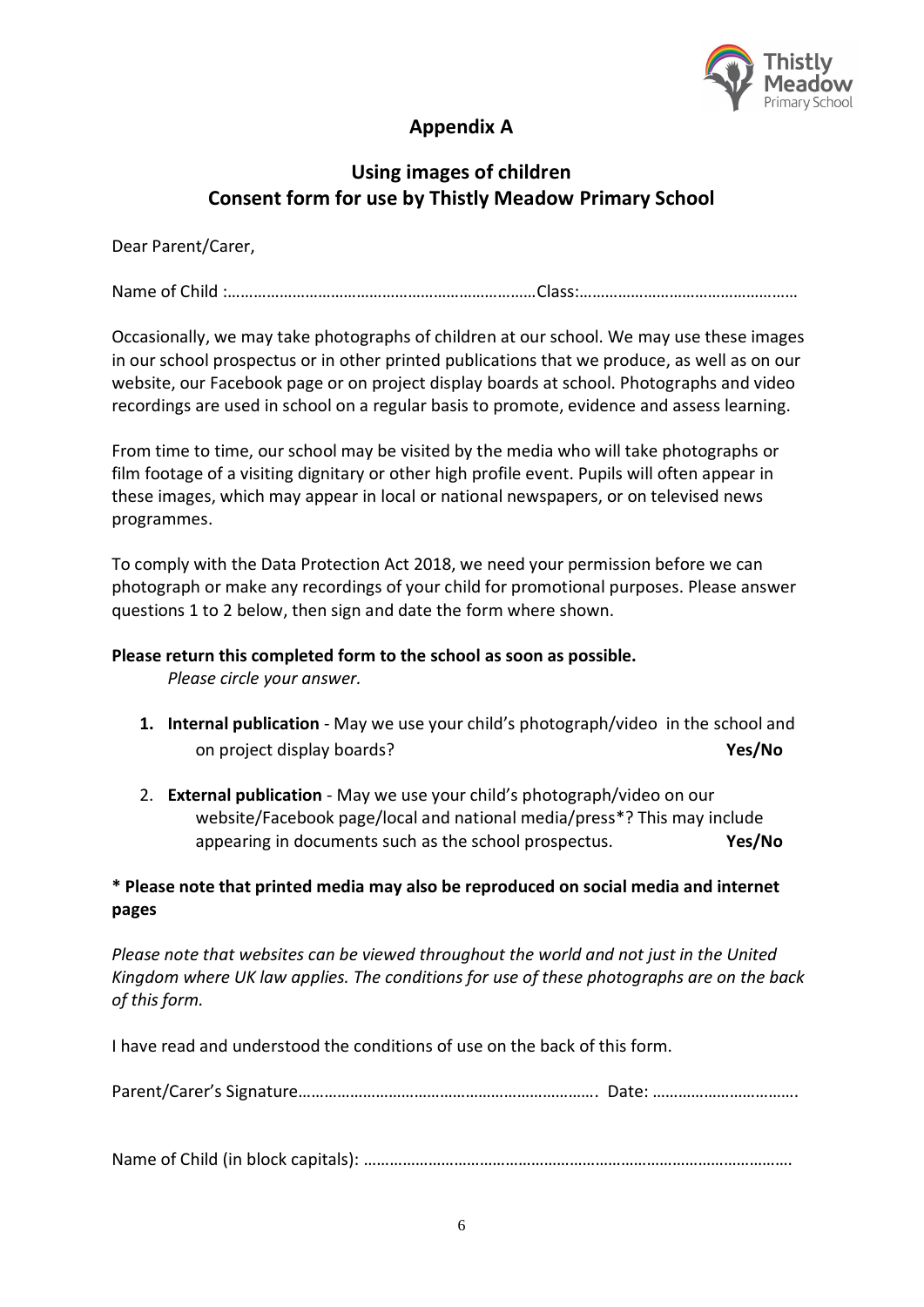## Appendix A

## Using images of children
## Consent form for use by Thistly Meadow Primary School

Dear Parent/Carer,

Name of Child :………………………………………………………………Class:……………………………………………

Occasionally, we may take photographs of children at our school. We may use these images in our school prospectus or in other printed publications that we produce, as well as on our website, our Facebook page or on project display boards at school. Photographs and video recordings are used in school on a regular basis to promote, evidence and assess learning.

From time to time, our school may be visited by the media who will take photographs or film footage of a visiting dignitary or other high profile event. Pupils will often appear in these images, which may appear in local or national newspapers, or on televised news programmes.

To comply with the Data Protection Act 2018, we need your permission before we can photograph or make any recordings of your child for promotional purposes. Please answer questions 1 to 2 below, then sign and date the form where shown.

**Please return this completed form to the school as soon as possible.**

*Please circle your answer.*

1. **Internal publication** - May we use your child's photograph/video in the school and on project display boards? **Yes/No**

2. **External publication** - May we use your child's photograph/video on our website/Facebook page/local and national media/press*? This may include appearing in documents such as the school prospectus. **Yes/No**

**\* Please note that printed media may also be reproduced on social media and internet pages**

*Please note that websites can be viewed throughout the world and not just in the United Kingdom where UK law applies. The conditions for use of these photographs are on the back of this form.*

I have read and understood the conditions of use on the back of this form.

Parent/Carer's Signature…………………………………………………………… Date: …………………………….

Name of Child (in block capitals): ……………………………………………………………………………………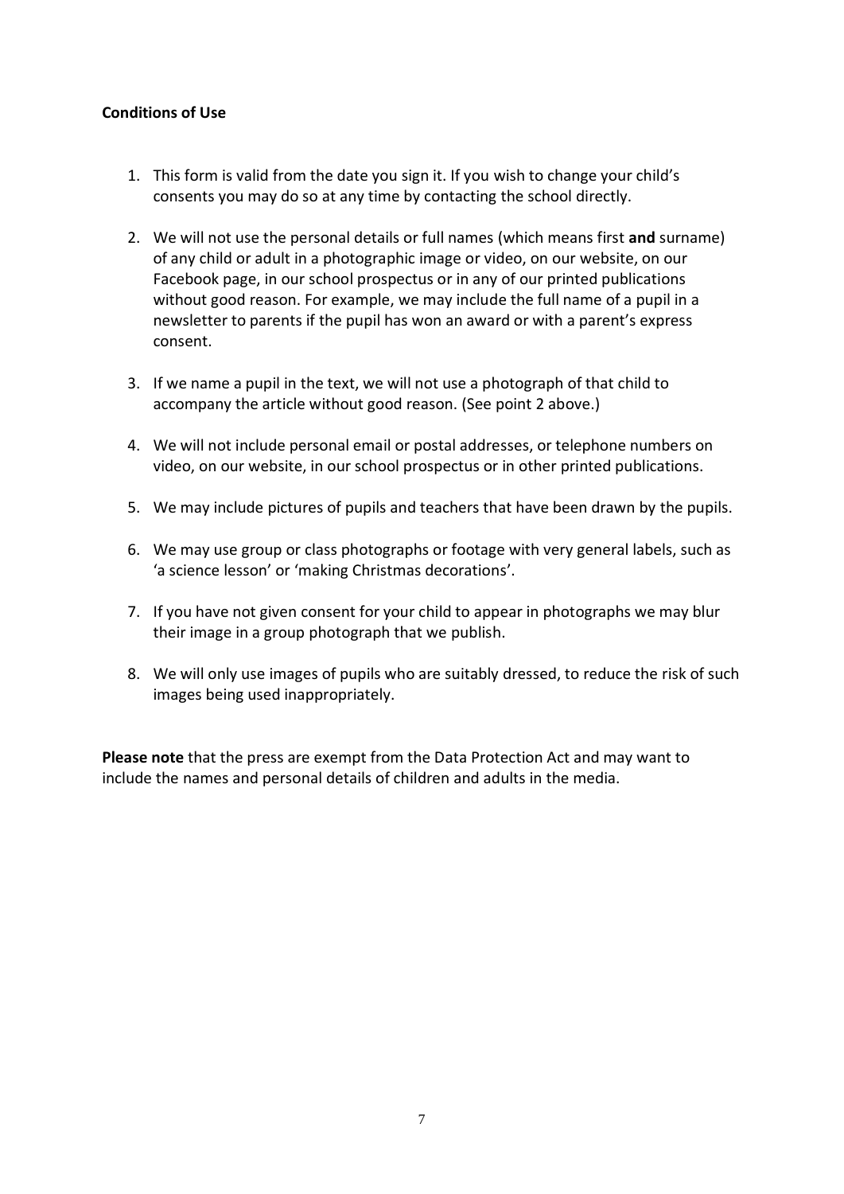**Conditions of Use**

1. This form is valid from the date you sign it. If you wish to change your child's consents you may do so at any time by contacting the school directly.

2. We will not use the personal details or full names (which means first **and** surname) of any child or adult in a photographic image or video, on our website, on our Facebook page, in our school prospectus or in any of our printed publications without good reason. For example, we may include the full name of a pupil in a newsletter to parents if the pupil has won an award or with a parent's express consent.

3. If we name a pupil in the text, we will not use a photograph of that child to accompany the article without good reason. (See point 2 above.)

4. We will not include personal email or postal addresses, or telephone numbers on video, on our website, in our school prospectus or in other printed publications.

5. We may include pictures of pupils and teachers that have been drawn by the pupils.

6. We may use group or class photographs or footage with very general labels, such as 'a science lesson' or 'making Christmas decorations'.

7. If you have not given consent for your child to appear in photographs we may blur their image in a group photograph that we publish.

8. We will only use images of pupils who are suitably dressed, to reduce the risk of such images being used inappropriately.

**Please note** that the press are exempt from the Data Protection Act and may want to include the names and personal details of children and adults in the media.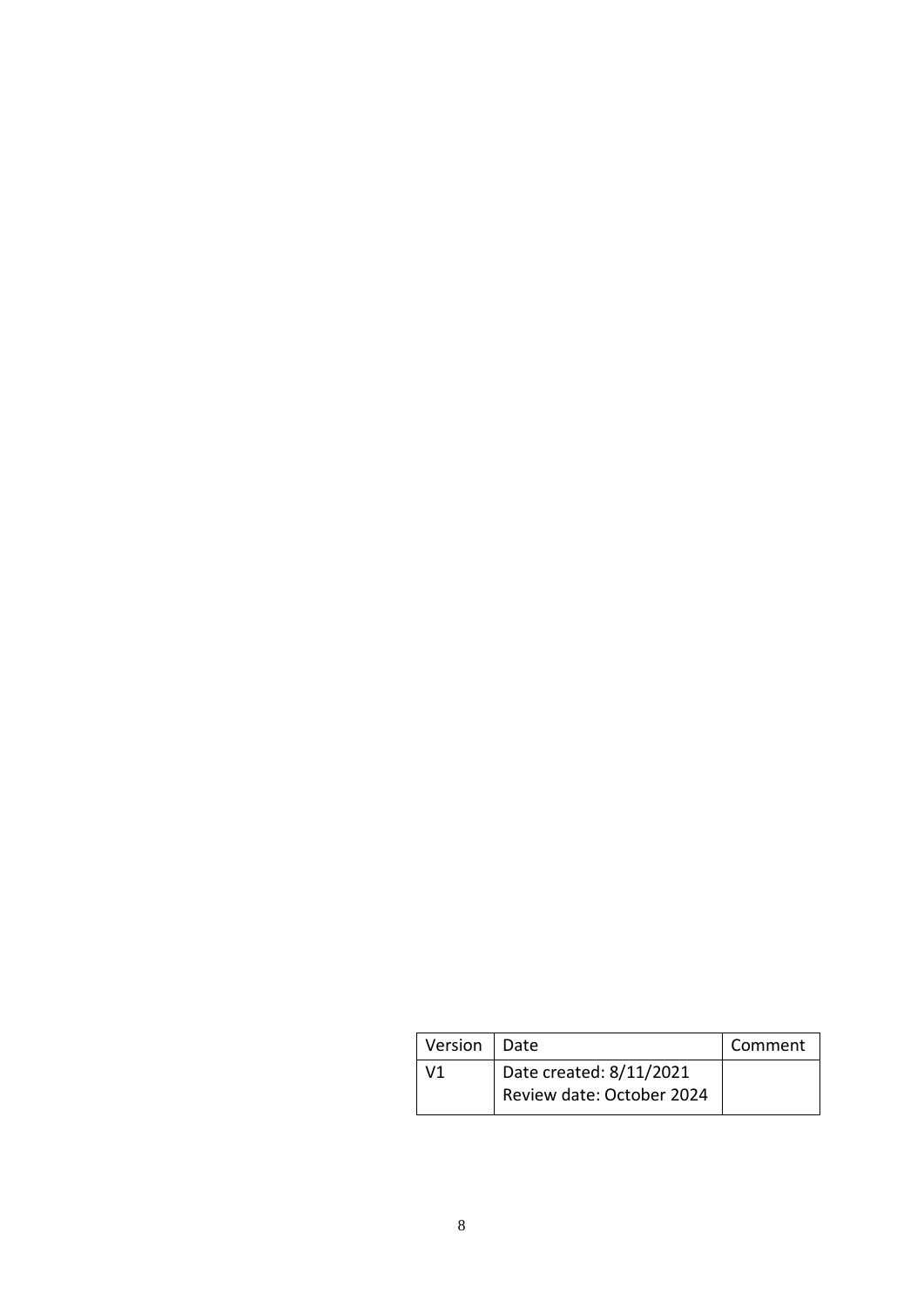| Version | Date | Comment |
|---|---|---|
| V1 | Date created: 8/11/2021<br>Review date: October 2024 | |